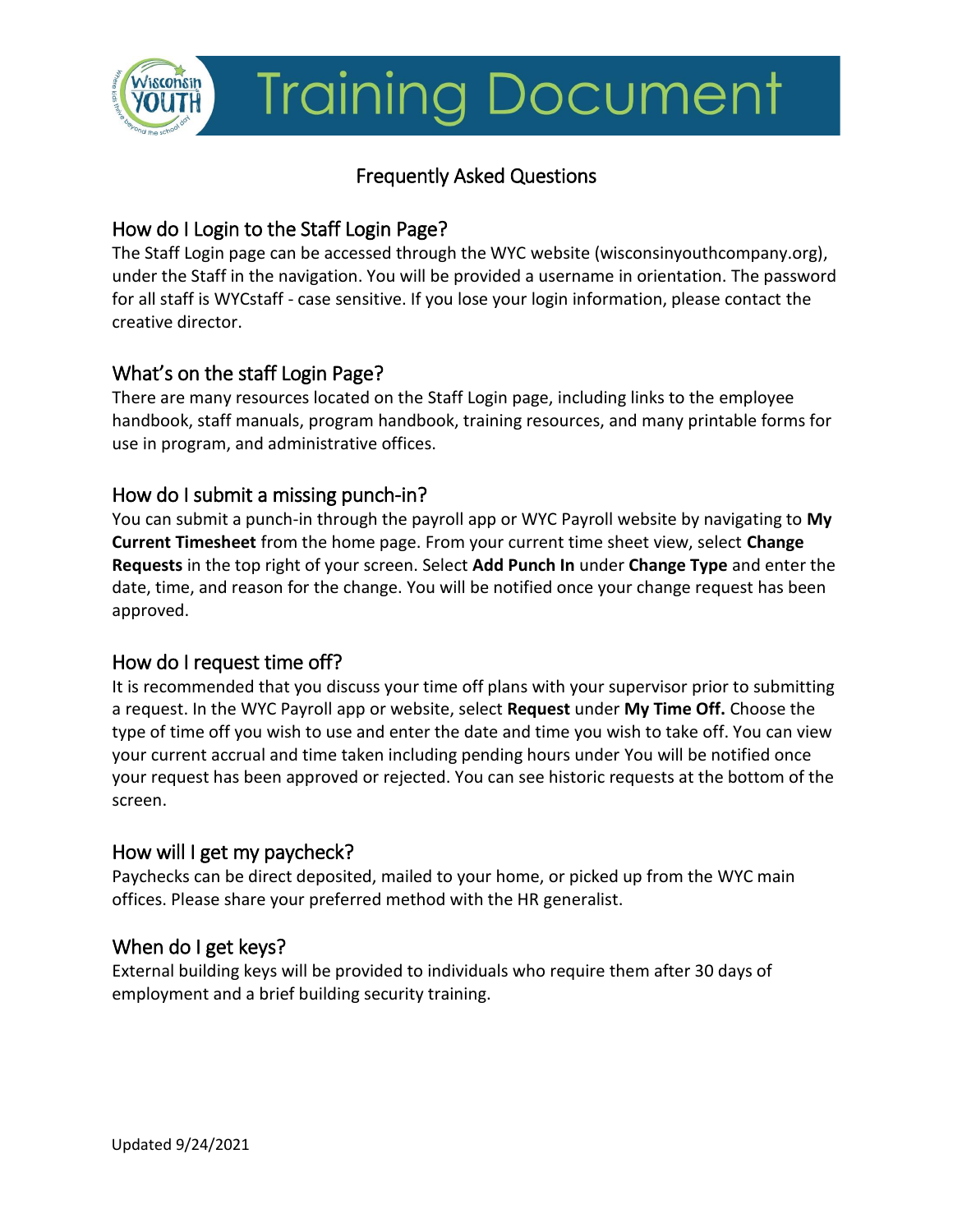# Training Document

## Frequently Asked Questions

### How do I Login to the Staff Login Page?

The Staff Login page can be accessed through the WYC website (wisconsinyouthcompany.org), under the Staff in the navigation. You will be provided a username in orientation. The password for all staff is WYCstaff - case sensitive. If you lose your login information, please contact the creative director.

### What's on the staff Login Page?

There are many resources located on the Staff Login page, including links to the employee handbook, staff manuals, program handbook, training resources, and many printable forms for use in program, and administrative offices.

### How do I submit a missing punch-in?

You can submit a punch-in through the payroll app or WYC Payroll website by navigating to **My Current Timesheet** from the home page. From your current time sheet view, select **Change Requests** in the top right of your screen. Select **Add Punch In** under **Change Type** and enter the date, time, and reason for the change. You will be notified once your change request has been approved.

### How do I request time off?

It is recommended that you discuss your time off plans with your supervisor prior to submitting a request. In the WYC Payroll app or website, select **Request** under **My Time Off.** Choose the type of time off you wish to use and enter the date and time you wish to take off. You can view your current accrual and time taken including pending hours under You will be notified once your request has been approved or rejected. You can see historic requests at the bottom of the screen.

### How will I get my paycheck?

Paychecks can be direct deposited, mailed to your home, or picked up from the WYC main offices. Please share your preferred method with the HR generalist.

### When do I get keys?

External building keys will be provided to individuals who require them after 30 days of employment and a brief building security training.

Updated 9/24/2021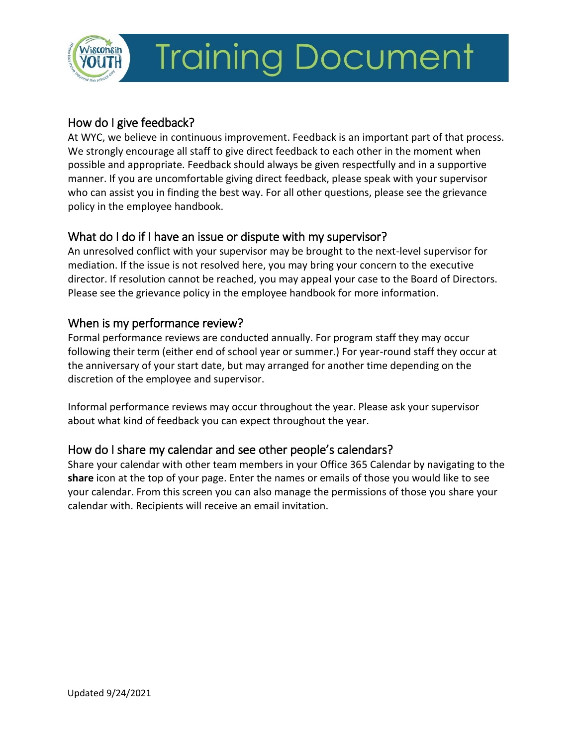## How do I give feedback?

At WYC, we believe in continuous improvement. Feedback is an important part of that process. We strongly encourage all staff to give direct feedback to each other in the moment when possible and appropriate. Feedback should always be given respectfully and in a supportive manner. If you are uncomfortable giving direct feedback, please speak with your supervisor who can assist you in finding the best way. For all other questions, please see the grievance policy in the employee handbook.

## What do I do if I have an issue or dispute with my supervisor?

An unresolved conflict with your supervisor may be brought to the next-level supervisor for mediation. If the issue is not resolved here, you may bring your concern to the executive director. If resolution cannot be reached, you may appeal your case to the Board of Directors. Please see the grievance policy in the employee handbook for more information.

## When is my performance review?

Formal performance reviews are conducted annually. For program staff they may occur following their term (either end of school year or summer.) For year-round staff they occur at the anniversary of your start date, but may arranged for another time depending on the discretion of the employee and supervisor.

Informal performance reviews may occur throughout the year. Please ask your supervisor about what kind of feedback you can expect throughout the year.

## How do I share my calendar and see other people's calendars?

Share your calendar with other team members in your Office 365 Calendar by navigating to the **share** icon at the top of your page. Enter the names or emails of those you would like to see your calendar. From this screen you can also manage the permissions of those you share your calendar with. Recipients will receive an email invitation.

Updated 9/24/2021